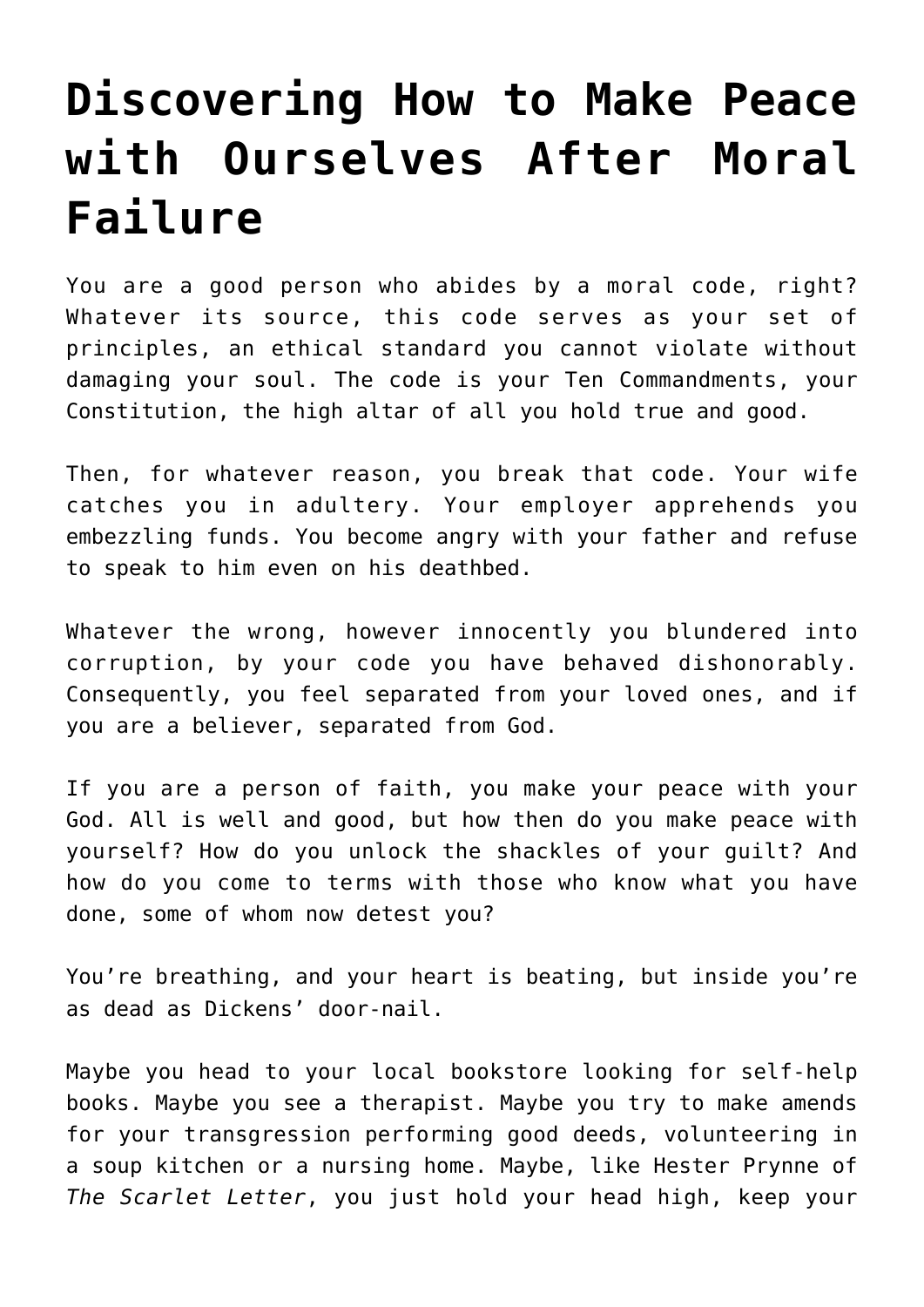# Discovering How to Make Peace with Ourselves After Moral Failure

You are a good person who abides by a moral code, right? Whatever its source, this code serves as your set of principles, an ethical standard you cannot violate without damaging your soul. The code is your Ten Commandments, your Constitution, the high altar of all you hold true and good.

Then, for whatever reason, you break that code. Your wife catches you in adultery. Your employer apprehends you embezzling funds. You become angry with your father and refuse to speak to him even on his deathbed.

Whatever the wrong, however innocently you blundered into corruption, by your code you have behaved dishonorably. Consequently, you feel separated from your loved ones, and if you are a believer, separated from God.

If you are a person of faith, you make your peace with your God. All is well and good, but how then do you make peace with yourself? How do you unlock the shackles of your guilt? And how do you come to terms with those who know what you have done, some of whom now detest you?

You're breathing, and your heart is beating, but inside you're as dead as Dickens' door-nail.

Maybe you head to your local bookstore looking for self-help books. Maybe you see a therapist. Maybe you try to make amends for your transgression performing good deeds, volunteering in a soup kitchen or a nursing home. Maybe, like Hester Prynne of *The Scarlet Letter*, you just hold your head high, keep your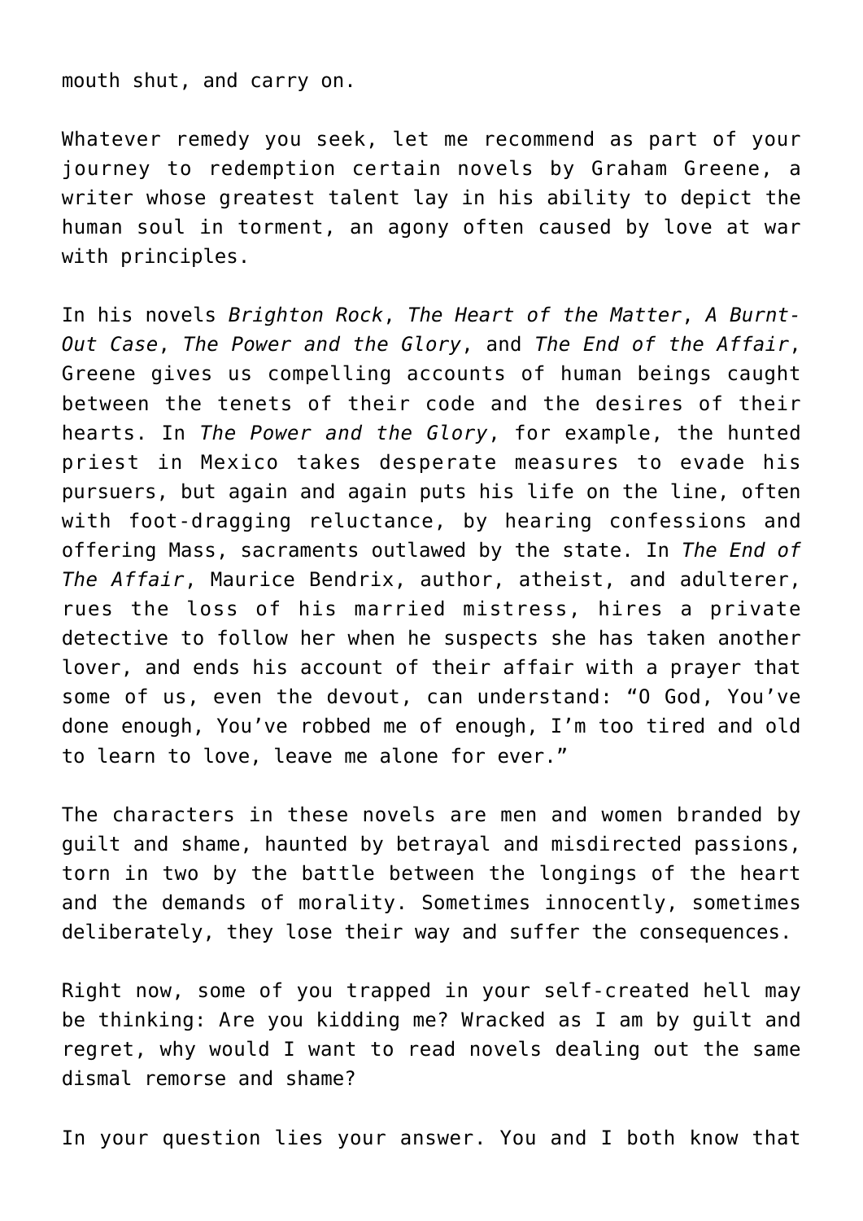mouth shut, and carry on.

Whatever remedy you seek, let me recommend as part of your journey to redemption certain novels by Graham Greene, a writer whose greatest talent lay in his ability to depict the human soul in torment, an agony often caused by love at war with principles.

In his novels *Brighton Rock*, *The Heart of the Matter*, *A Burnt-Out Case*, *The Power and the Glory*, and *The End of the Affair*, Greene gives us compelling accounts of human beings caught between the tenets of their code and the desires of their hearts. In *The Power and the Glory*, for example, the hunted priest in Mexico takes desperate measures to evade his pursuers, but again and again puts his life on the line, often with foot-dragging reluctance, by hearing confessions and offering Mass, sacraments outlawed by the state. In *The End of The Affair*, Maurice Bendrix, author, atheist, and adulterer, rues the loss of his married mistress, hires a private detective to follow her when he suspects she has taken another lover, and ends his account of their affair with a prayer that some of us, even the devout, can understand: “O God, You’ve done enough, You’ve robbed me of enough, I’m too tired and old to learn to love, leave me alone for ever.”

The characters in these novels are men and women branded by guilt and shame, haunted by betrayal and misdirected passions, torn in two by the battle between the longings of the heart and the demands of morality. Sometimes innocently, sometimes deliberately, they lose their way and suffer the consequences.

Right now, some of you trapped in your self-created hell may be thinking: Are you kidding me? Wracked as I am by guilt and regret, why would I want to read novels dealing out the same dismal remorse and shame?

In your question lies your answer. You and I both know that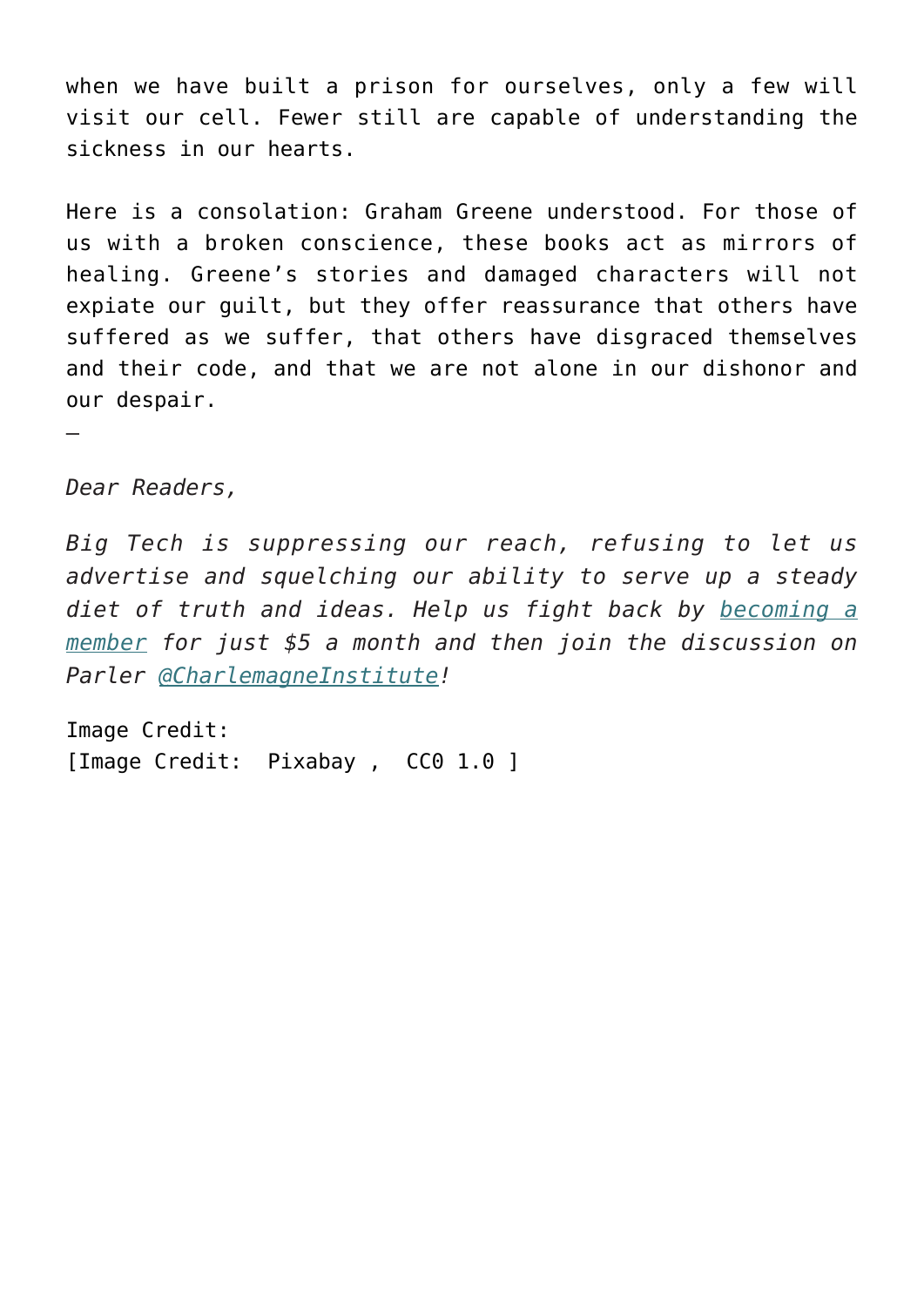when we have built a prison for ourselves, only a few will visit our cell. Fewer still are capable of understanding the sickness in our hearts.

Here is a consolation: Graham Greene understood. For those of us with a broken conscience, these books act as mirrors of healing. Greene's stories and damaged characters will not expiate our guilt, but they offer reassurance that others have suffered as we suffer, that others have disgraced themselves and their code, and that we are not alone in our dishonor and our despair.

—

*Dear Readers,*

*Big Tech is suppressing our reach, refusing to let us advertise and squelching our ability to serve up a steady diet of truth and ideas. Help us fight back by becoming a member for just $5 a month and then join the discussion on Parler @CharlemagneInstitute!*

Image Credit:
[Image Credit: Pixabay , CC0 1.0 ]